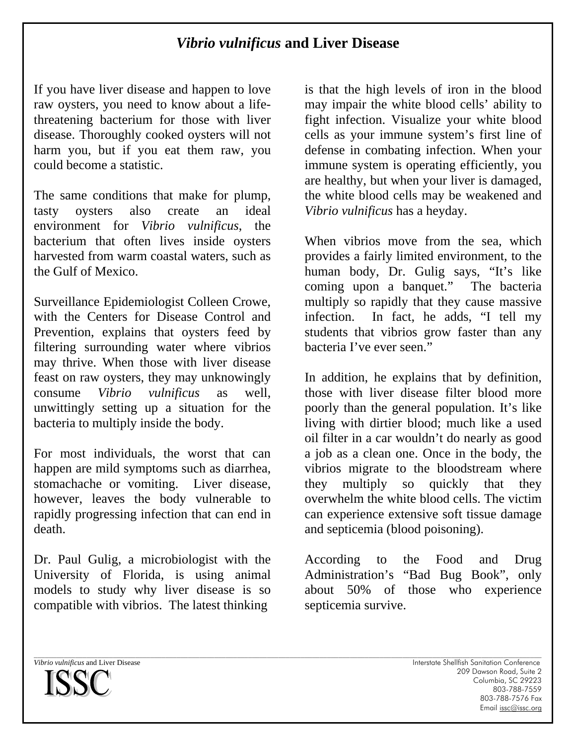# *Vibrio vulnificus* and Liver Disease

If you have liver disease and happen to love raw oysters, you need to know about a life-threatening bacterium for those with liver disease. Thoroughly cooked oysters will not harm you, but if you eat them raw, you could become a statistic.

The same conditions that make for plump, tasty oysters also create an ideal environment for *Vibrio vulnificus*, the bacterium that often lives inside oysters harvested from warm coastal waters, such as the Gulf of Mexico.

Surveillance Epidemiologist Colleen Crowe, with the Centers for Disease Control and Prevention, explains that oysters feed by filtering surrounding water where vibrios may thrive. When those with liver disease feast on raw oysters, they may unknowingly consume *Vibrio vulnificus* as well, unwittingly setting up a situation for the bacteria to multiply inside the body.

For most individuals, the worst that can happen are mild symptoms such as diarrhea, stomachache or vomiting. Liver disease, however, leaves the body vulnerable to rapidly progressing infection that can end in death.

Dr. Paul Gulig, a microbiologist with the University of Florida, is using animal models to study why liver disease is so compatible with vibrios. The latest thinking is that the high levels of iron in the blood may impair the white blood cells' ability to fight infection. Visualize your white blood cells as your immune system's first line of defense in combating infection. When your immune system is operating efficiently, you are healthy, but when your liver is damaged, the white blood cells may be weakened and *Vibrio vulnificus* has a heyday.

When vibrios move from the sea, which provides a fairly limited environment, to the human body, Dr. Gulig says, "It's like coming upon a banquet." The bacteria multiply so rapidly that they cause massive infection. In fact, he adds, "I tell my students that vibrios grow faster than any bacteria I've ever seen."

In addition, he explains that by definition, those with liver disease filter blood more poorly than the general population. It's like living with dirtier blood; much like a used oil filter in a car wouldn't do nearly as good a job as a clean one. Once in the body, the vibrios migrate to the bloodstream where they multiply so quickly that they overwhelm the white blood cells. The victim can experience extensive soft tissue damage and septicemia (blood poisoning).

According to the Food and Drug Administration's "Bad Bug Book", only about 50% of those who experience septicemia survive.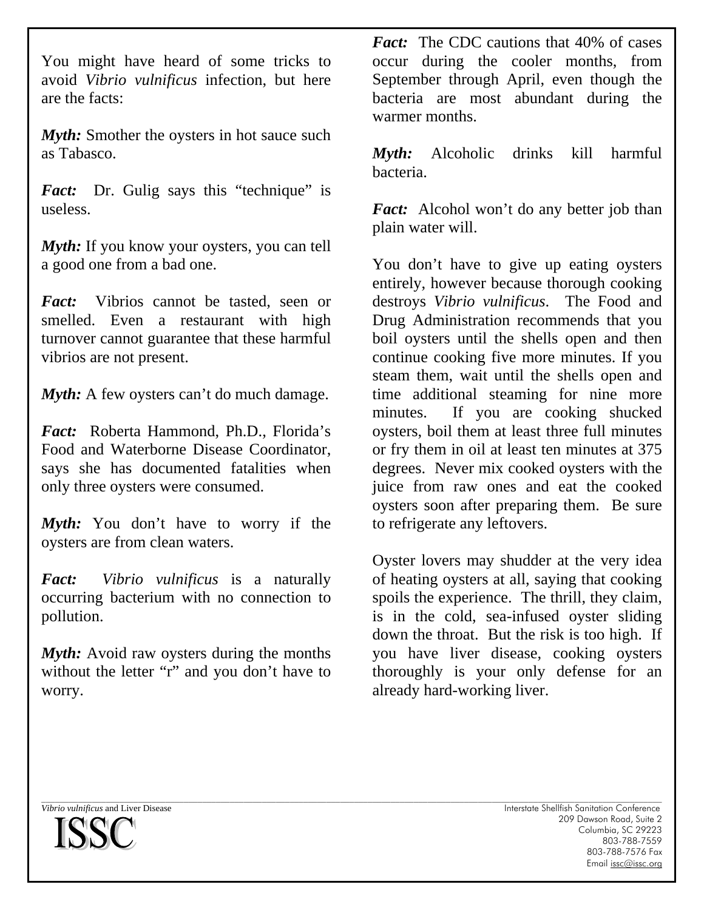You might have heard of some tricks to avoid *Vibrio vulnificus* infection, but here are the facts:

***Myth:*** Smother the oysters in hot sauce such as Tabasco.

***Fact:*** Dr. Gulig says this "technique" is useless.

***Myth:*** If you know your oysters, you can tell a good one from a bad one.

***Fact:*** Vibrios cannot be tasted, seen or smelled. Even a restaurant with high turnover cannot guarantee that these harmful vibrios are not present.

***Myth:*** A few oysters can't do much damage.

***Fact:*** Roberta Hammond, Ph.D., Florida's Food and Waterborne Disease Coordinator, says she has documented fatalities when only three oysters were consumed.

***Myth:*** You don't have to worry if the oysters are from clean waters.

***Fact:*** *Vibrio vulnificus* is a naturally occurring bacterium with no connection to pollution.

***Myth:*** Avoid raw oysters during the months without the letter "r" and you don't have to worry.

***Fact:*** The CDC cautions that 40% of cases occur during the cooler months, from September through April, even though the bacteria are most abundant during the warmer months.

***Myth:*** Alcoholic drinks kill harmful bacteria.

***Fact:*** Alcohol won't do any better job than plain water will.

You don't have to give up eating oysters entirely, however because thorough cooking destroys *Vibrio vulnificus*. The Food and Drug Administration recommends that you boil oysters until the shells open and then continue cooking five more minutes. If you steam them, wait until the shells open and time additional steaming for nine more minutes. If you are cooking shucked oysters, boil them at least three full minutes or fry them in oil at least ten minutes at 375 degrees. Never mix cooked oysters with the juice from raw ones and eat the cooked oysters soon after preparing them. Be sure to refrigerate any leftovers.

Oyster lovers may shudder at the very idea of heating oysters at all, saying that cooking spoils the experience. The thrill, they claim, is in the cold, sea-infused oyster sliding down the throat. But the risk is too high. If you have liver disease, cooking oysters thoroughly is your only defense for an already hard-working liver.

ISSC

Interstate Shellfish Sanitation Conference
209 Dawson Road, Suite 2
Columbia, SC 29223
803-788-7559
803-788-7576 Fax
Email issc@issc.org